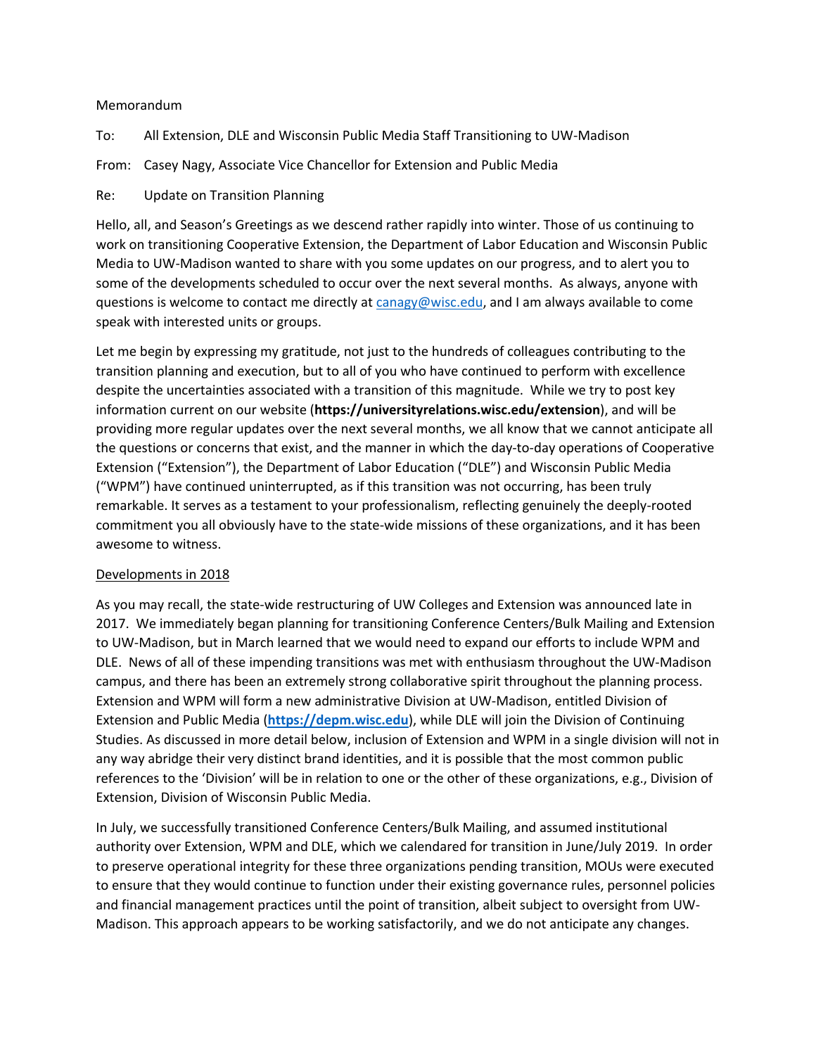Memorandum

To: All Extension, DLE and Wisconsin Public Media Staff Transitioning to UW-Madison

From: Casey Nagy, Associate Vice Chancellor for Extension and Public Media

Re: Update on Transition Planning

Hello, all, and Season's Greetings as we descend rather rapidly into winter. Those of us continuing to work on transitioning Cooperative Extension, the Department of Labor Education and Wisconsin Public Media to UW-Madison wanted to share with you some updates on our progress, and to alert you to some of the developments scheduled to occur over the next several months. As always, anyone with questions is welcome to contact me directly at [canagy@wisc.edu](mailto:canagy@wisc.edu), and I am always available to come speak with interested units or groups.

Let me begin by expressing my gratitude, not just to the hundreds of colleagues contributing to the transition planning and execution, but to all of you who have continued to perform with excellence despite the uncertainties associated with a transition of this magnitude. While we try to post key information current on our website (**https://universityrelations.wisc.edu/extension**), and will be providing more regular updates over the next several months, we all know that we cannot anticipate all the questions or concerns that exist, and the manner in which the day-to-day operations of Cooperative Extension ("Extension"), the Department of Labor Education ("DLE") and Wisconsin Public Media ("WPM") have continued uninterrupted, as if this transition was not occurring, has been truly remarkable. It serves as a testament to your professionalism, reflecting genuinely the deeply-rooted commitment you all obviously have to the state-wide missions of these organizations, and it has been awesome to witness.

<u>Developments in 2018</u>

As you may recall, the state-wide restructuring of UW Colleges and Extension was announced late in 2017. We immediately began planning for transitioning Conference Centers/Bulk Mailing and Extension to UW-Madison, but in March learned that we would need to expand our efforts to include WPM and DLE. News of all of these impending transitions was met with enthusiasm throughout the UW-Madison campus, and there has been an extremely strong collaborative spirit throughout the planning process. Extension and WPM will form a new administrative Division at UW-Madison, entitled Division of Extension and Public Media (**[https://depm.wisc.edu](https://depm.wisc.edu)**), while DLE will join the Division of Continuing Studies. As discussed in more detail below, inclusion of Extension and WPM in a single division will not in any way abridge their very distinct brand identities, and it is possible that the most common public references to the 'Division' will be in relation to one or the other of these organizations, e.g., Division of Extension, Division of Wisconsin Public Media.

In July, we successfully transitioned Conference Centers/Bulk Mailing, and assumed institutional authority over Extension, WPM and DLE, which we calendared for transition in June/July 2019. In order to preserve operational integrity for these three organizations pending transition, MOUs were executed to ensure that they would continue to function under their existing governance rules, personnel policies and financial management practices until the point of transition, albeit subject to oversight from UW-Madison. This approach appears to be working satisfactorily, and we do not anticipate any changes.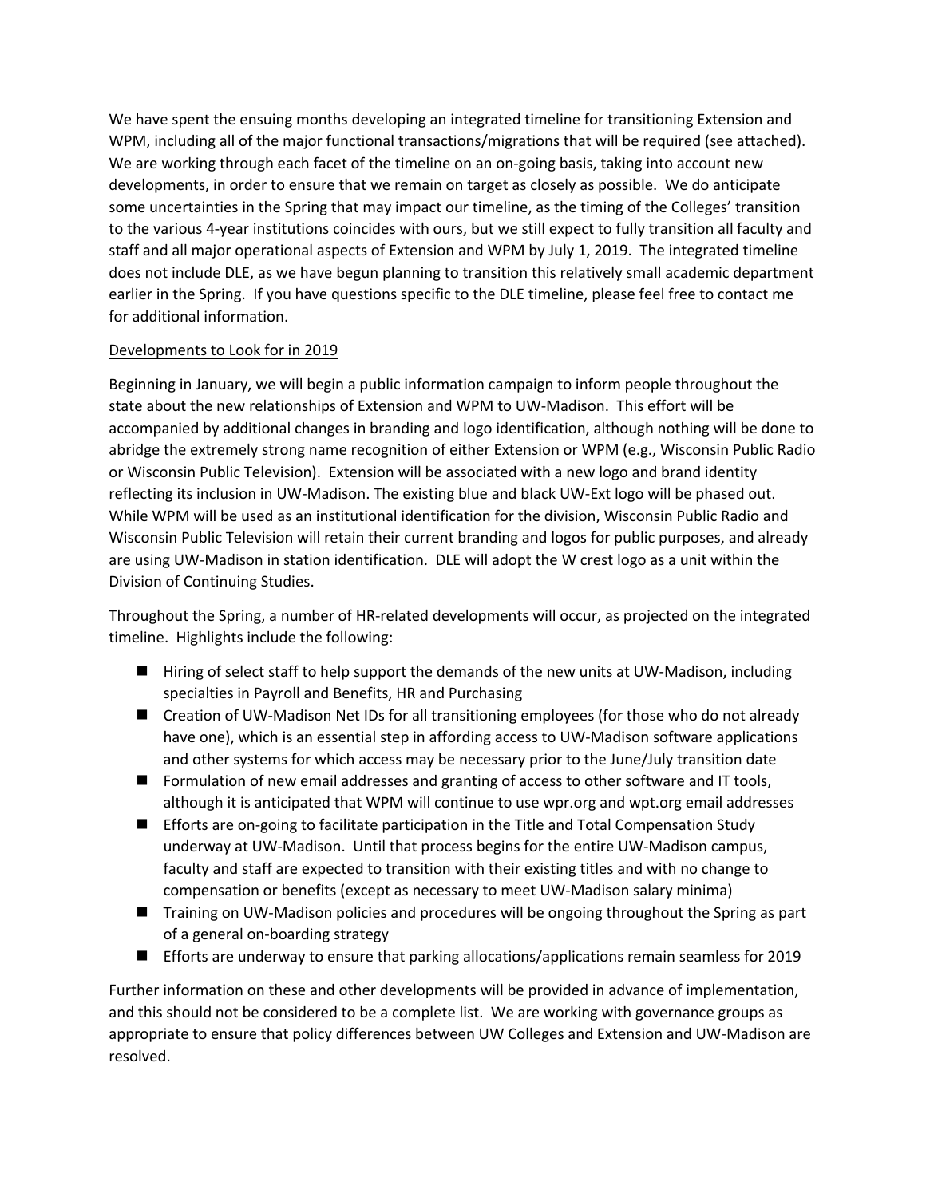We have spent the ensuing months developing an integrated timeline for transitioning Extension and WPM, including all of the major functional transactions/migrations that will be required (see attached). We are working through each facet of the timeline on an on-going basis, taking into account new developments, in order to ensure that we remain on target as closely as possible. We do anticipate some uncertainties in the Spring that may impact our timeline, as the timing of the Colleges' transition to the various 4-year institutions coincides with ours, but we still expect to fully transition all faculty and staff and all major operational aspects of Extension and WPM by July 1, 2019. The integrated timeline does not include DLE, as we have begun planning to transition this relatively small academic department earlier in the Spring. If you have questions specific to the DLE timeline, please feel free to contact me for additional information.

<u>Developments to Look for in 2019</u>

Beginning in January, we will begin a public information campaign to inform people throughout the state about the new relationships of Extension and WPM to UW-Madison. This effort will be accompanied by additional changes in branding and logo identification, although nothing will be done to abridge the extremely strong name recognition of either Extension or WPM (e.g., Wisconsin Public Radio or Wisconsin Public Television). Extension will be associated with a new logo and brand identity reflecting its inclusion in UW-Madison. The existing blue and black UW-Ext logo will be phased out. While WPM will be used as an institutional identification for the division, Wisconsin Public Radio and Wisconsin Public Television will retain their current branding and logos for public purposes, and already are using UW-Madison in station identification. DLE will adopt the W crest logo as a unit within the Division of Continuing Studies.

Throughout the Spring, a number of HR-related developments will occur, as projected on the integrated timeline. Highlights include the following:

- Hiring of select staff to help support the demands of the new units at UW-Madison, including specialties in Payroll and Benefits, HR and Purchasing
- Creation of UW-Madison Net IDs for all transitioning employees (for those who do not already have one), which is an essential step in affording access to UW-Madison software applications and other systems for which access may be necessary prior to the June/July transition date
- Formulation of new email addresses and granting of access to other software and IT tools, although it is anticipated that WPM will continue to use wpr.org and wpt.org email addresses
- Efforts are on-going to facilitate participation in the Title and Total Compensation Study underway at UW-Madison. Until that process begins for the entire UW-Madison campus, faculty and staff are expected to transition with their existing titles and with no change to compensation or benefits (except as necessary to meet UW-Madison salary minima)
- Training on UW-Madison policies and procedures will be ongoing throughout the Spring as part of a general on-boarding strategy
- Efforts are underway to ensure that parking allocations/applications remain seamless for 2019

Further information on these and other developments will be provided in advance of implementation, and this should not be considered to be a complete list. We are working with governance groups as appropriate to ensure that policy differences between UW Colleges and Extension and UW-Madison are resolved.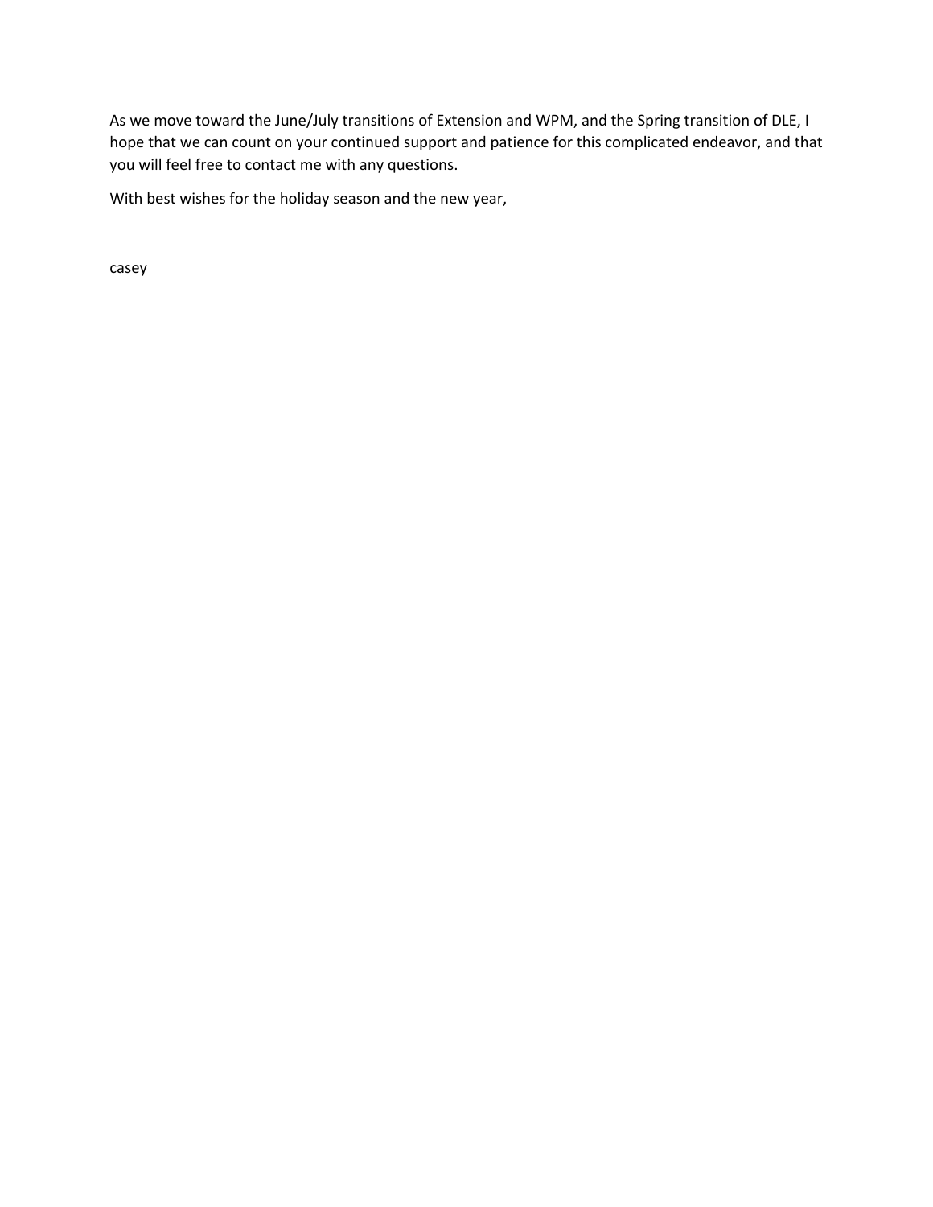As we move toward the June/July transitions of Extension and WPM, and the Spring transition of DLE, I hope that we can count on your continued support and patience for this complicated endeavor, and that you will feel free to contact me with any questions.

With best wishes for the holiday season and the new year,

casey